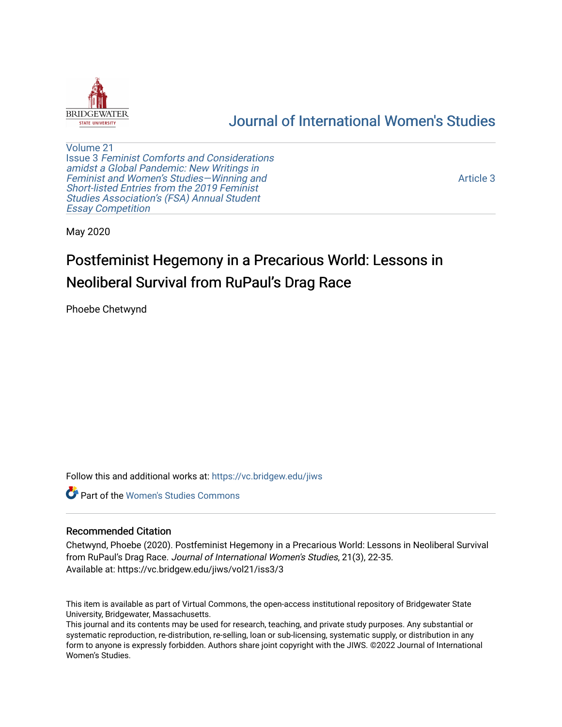[Journal of International Women's Studies](https://vc.bridgew.edu/jiws)

Volume 21
Issue 3 *Feminist Comforts and Considerations amidst a Global Pandemic: New Writings in Feminist and Women's Studies—Winning and Short-listed Entries from the 2019 Feminist Studies Association's (FSA) Annual Student Essay Competition*

Article 3

May 2020

# Postfeminist Hegemony in a Precarious World: Lessons in Neoliberal Survival from RuPaul's Drag Race

Phoebe Chetwynd

Follow this and additional works at: https://vc.bridgew.edu/jiws

Part of the Women's Studies Commons

## Recommended Citation

Chetwynd, Phoebe (2020). Postfeminist Hegemony in a Precarious World: Lessons in Neoliberal Survival from RuPaul's Drag Race. *Journal of International Women's Studies*, 21(3), 22-35.
Available at: https://vc.bridgew.edu/jiws/vol21/iss3/3

This item is available as part of Virtual Commons, the open-access institutional repository of Bridgewater State University, Bridgewater, Massachusetts.
This journal and its contents may be used for research, teaching, and private study purposes. Any substantial or systematic reproduction, re-distribution, re-selling, loan or sub-licensing, systematic supply, or distribution in any form to anyone is expressly forbidden. Authors share joint copyright with the JIWS. ©2022 Journal of International Women's Studies.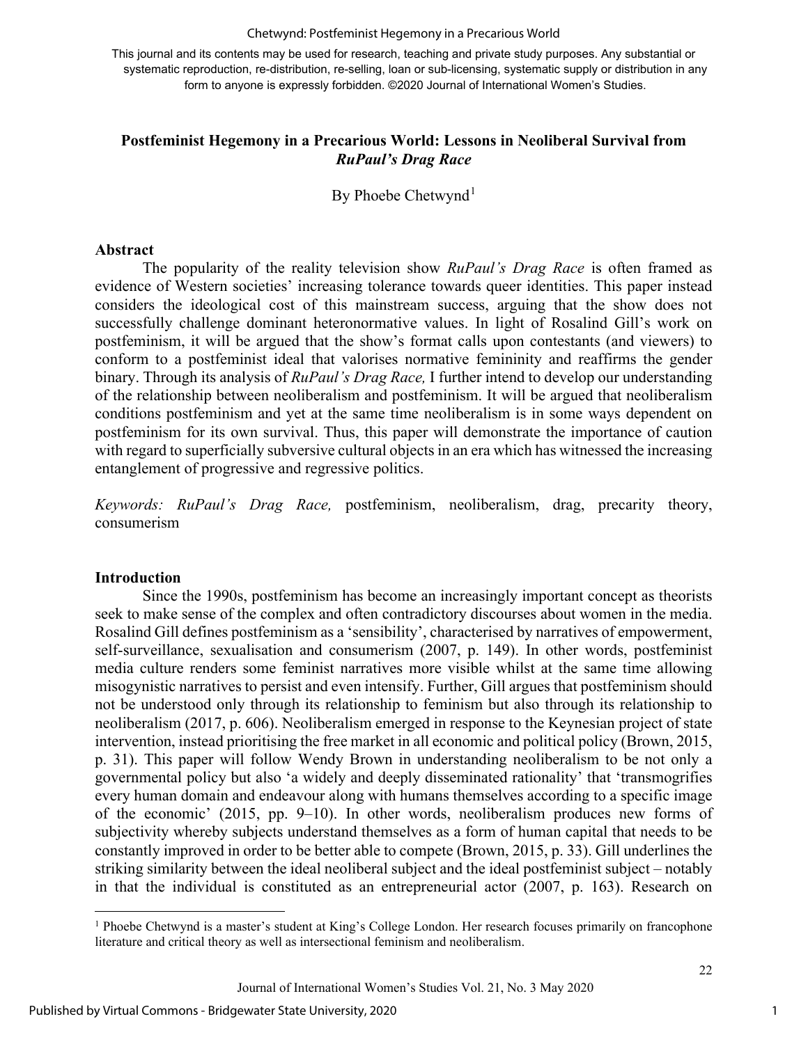This journal and its contents may be used for research, teaching and private study purposes. Any substantial or systematic reproduction, re-distribution, re-selling, loan or sub-licensing, systematic supply or distribution in any form to anyone is expressly forbidden. ©2020 Journal of International Women's Studies.

# Postfeminist Hegemony in a Precarious World: Lessons in Neoliberal Survival from *RuPaul's Drag Race*

By Phoebe Chetwynd[1]

## Abstract

The popularity of the reality television show *RuPaul's Drag Race* is often framed as evidence of Western societies' increasing tolerance towards queer identities. This paper instead considers the ideological cost of this mainstream success, arguing that the show does not successfully challenge dominant heteronormative values. In light of Rosalind Gill's work on postfeminism, it will be argued that the show's format calls upon contestants (and viewers) to conform to a postfeminist ideal that valorises normative femininity and reaffirms the gender binary. Through its analysis of *RuPaul's Drag Race,* I further intend to develop our understanding of the relationship between neoliberalism and postfeminism. It will be argued that neoliberalism conditions postfeminism and yet at the same time neoliberalism is in some ways dependent on postfeminism for its own survival. Thus, this paper will demonstrate the importance of caution with regard to superficially subversive cultural objects in an era which has witnessed the increasing entanglement of progressive and regressive politics.

*Keywords: RuPaul's Drag Race,* postfeminism, neoliberalism, drag, precarity theory, consumerism

## Introduction

Since the 1990s, postfeminism has become an increasingly important concept as theorists seek to make sense of the complex and often contradictory discourses about women in the media. Rosalind Gill defines postfeminism as a 'sensibility', characterised by narratives of empowerment, self-surveillance, sexualisation and consumerism (2007, p. 149). In other words, postfeminist media culture renders some feminist narratives more visible whilst at the same time allowing misogynistic narratives to persist and even intensify. Further, Gill argues that postfeminism should not be understood only through its relationship to feminism but also through its relationship to neoliberalism (2017, p. 606). Neoliberalism emerged in response to the Keynesian project of state intervention, instead prioritising the free market in all economic and political policy (Brown, 2015, p. 31). This paper will follow Wendy Brown in understanding neoliberalism to be not only a governmental policy but also 'a widely and deeply disseminated rationality' that 'transmogrifies every human domain and endeavour along with humans themselves according to a specific image of the economic' (2015, pp. 9–10). In other words, neoliberalism produces new forms of subjectivity whereby subjects understand themselves as a form of human capital that needs to be constantly improved in order to be better able to compete (Brown, 2015, p. 33). Gill underlines the striking similarity between the ideal neoliberal subject and the ideal postfeminist subject – notably in that the individual is constituted as an entrepreneurial actor (2007, p. 163). Research on

[1] Phoebe Chetwynd is a master's student at King's College London. Her research focuses primarily on francophone literature and critical theory as well as intersectional feminism and neoliberalism.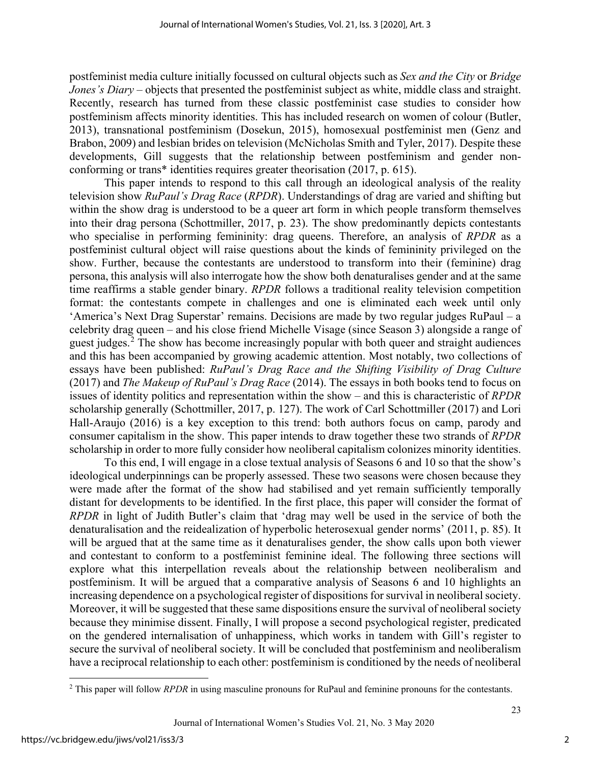postfeminist media culture initially focussed on cultural objects such as *Sex and the City* or *Bridge Jones's Diary* – objects that presented the postfeminist subject as white, middle class and straight. Recently, research has turned from these classic postfeminist case studies to consider how postfeminism affects minority identities. This has included research on women of colour (Butler, 2013), transnational postfeminism (Dosekun, 2015), homosexual postfeminist men (Genz and Brabon, 2009) and lesbian brides on television (McNicholas Smith and Tyler, 2017). Despite these developments, Gill suggests that the relationship between postfeminism and gender non-conforming or trans* identities requires greater theorisation (2017, p. 615).

This paper intends to respond to this call through an ideological analysis of the reality television show *RuPaul's Drag Race* (*RPDR*). Understandings of drag are varied and shifting but within the show drag is understood to be a queer art form in which people transform themselves into their drag persona (Schottmiller, 2017, p. 23). The show predominantly depicts contestants who specialise in performing femininity: drag queens. Therefore, an analysis of *RPDR* as a postfeminist cultural object will raise questions about the kinds of femininity privileged on the show. Further, because the contestants are understood to transform into their (feminine) drag persona, this analysis will also interrogate how the show both denaturalises gender and at the same time reaffirms a stable gender binary. *RPDR* follows a traditional reality television competition format: the contestants compete in challenges and one is eliminated each week until only 'America's Next Drag Superstar' remains. Decisions are made by two regular judges RuPaul – a celebrity drag queen – and his close friend Michelle Visage (since Season 3) alongside a range of guest judges.[2] The show has become increasingly popular with both queer and straight audiences and this has been accompanied by growing academic attention. Most notably, two collections of essays have been published: *RuPaul's Drag Race and the Shifting Visibility of Drag Culture* (2017) and *The Makeup of RuPaul's Drag Race* (2014). The essays in both books tend to focus on issues of identity politics and representation within the show – and this is characteristic of *RPDR* scholarship generally (Schottmiller, 2017, p. 127). The work of Carl Schottmiller (2017) and Lori Hall-Araujo (2016) is a key exception to this trend: both authors focus on camp, parody and consumer capitalism in the show. This paper intends to draw together these two strands of *RPDR* scholarship in order to more fully consider how neoliberal capitalism colonizes minority identities.

To this end, I will engage in a close textual analysis of Seasons 6 and 10 so that the show's ideological underpinnings can be properly assessed. These two seasons were chosen because they were made after the format of the show had stabilised and yet remain sufficiently temporally distant for developments to be identified. In the first place, this paper will consider the format of *RPDR* in light of Judith Butler's claim that 'drag may well be used in the service of both the denaturalisation and the reidealization of hyperbolic heterosexual gender norms' (2011, p. 85). It will be argued that at the same time as it denaturalises gender, the show calls upon both viewer and contestant to conform to a postfeminist feminine ideal. The following three sections will explore what this interpellation reveals about the relationship between neoliberalism and postfeminism. It will be argued that a comparative analysis of Seasons 6 and 10 highlights an increasing dependence on a psychological register of dispositions for survival in neoliberal society. Moreover, it will be suggested that these same dispositions ensure the survival of neoliberal society because they minimise dissent. Finally, I will propose a second psychological register, predicated on the gendered internalisation of unhappiness, which works in tandem with Gill's register to secure the survival of neoliberal society. It will be concluded that postfeminism and neoliberalism have a reciprocal relationship to each other: postfeminism is conditioned by the needs of neoliberal

[2] This paper will follow *RPDR* in using masculine pronouns for RuPaul and feminine pronouns for the contestants.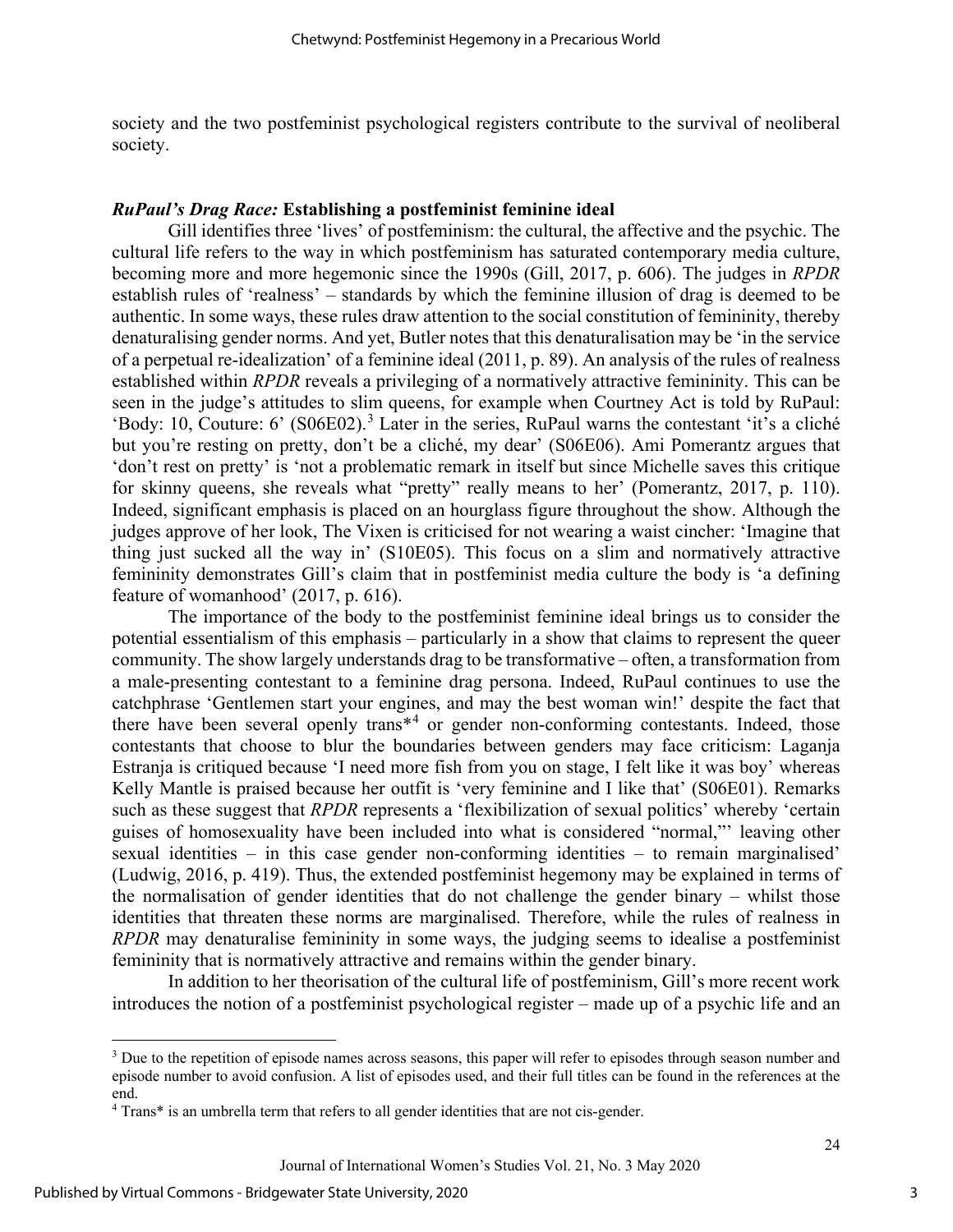society and the two postfeminist psychological registers contribute to the survival of neoliberal society.

### *RuPaul's Drag Race:* Establishing a postfeminist feminine ideal

Gill identifies three 'lives' of postfeminism: the cultural, the affective and the psychic. The cultural life refers to the way in which postfeminism has saturated contemporary media culture, becoming more and more hegemonic since the 1990s (Gill, 2017, p. 606). The judges in *RPDR* establish rules of 'realness' – standards by which the feminine illusion of drag is deemed to be authentic. In some ways, these rules draw attention to the social constitution of femininity, thereby denaturalising gender norms. And yet, Butler notes that this denaturalisation may be 'in the service of a perpetual re-idealization' of a feminine ideal (2011, p. 89). An analysis of the rules of realness established within *RPDR* reveals a privileging of a normatively attractive femininity. This can be seen in the judge's attitudes to slim queens, for example when Courtney Act is told by RuPaul: 'Body: 10, Couture: 6' (S06E02).[3] Later in the series, RuPaul warns the contestant 'it's a cliché but you're resting on pretty, don't be a cliché, my dear' (S06E06). Ami Pomerantz argues that 'don't rest on pretty' is 'not a problematic remark in itself but since Michelle saves this critique for skinny queens, she reveals what "pretty" really means to her' (Pomerantz, 2017, p. 110). Indeed, significant emphasis is placed on an hourglass figure throughout the show. Although the judges approve of her look, The Vixen is criticised for not wearing a waist cincher: 'Imagine that thing just sucked all the way in' (S10E05). This focus on a slim and normatively attractive femininity demonstrates Gill's claim that in postfeminist media culture the body is 'a defining feature of womanhood' (2017, p. 616).

The importance of the body to the postfeminist feminine ideal brings us to consider the potential essentialism of this emphasis – particularly in a show that claims to represent the queer community. The show largely understands drag to be transformative – often, a transformation from a male-presenting contestant to a feminine drag persona. Indeed, RuPaul continues to use the catchphrase 'Gentlemen start your engines, and may the best woman win!' despite the fact that there have been several openly trans*[4] or gender non-conforming contestants. Indeed, those contestants that choose to blur the boundaries between genders may face criticism: Laganja Estranja is critiqued because 'I need more fish from you on stage, I felt like it was boy' whereas Kelly Mantle is praised because her outfit is 'very feminine and I like that' (S06E01). Remarks such as these suggest that *RPDR* represents a 'flexibilization of sexual politics' whereby 'certain guises of homosexuality have been included into what is considered "normal,"' leaving other sexual identities – in this case gender non-conforming identities – to remain marginalised' (Ludwig, 2016, p. 419). Thus, the extended postfeminist hegemony may be explained in terms of the normalisation of gender identities that do not challenge the gender binary – whilst those identities that threaten these norms are marginalised. Therefore, while the rules of realness in *RPDR* may denaturalise femininity in some ways, the judging seems to idealise a postfeminist femininity that is normatively attractive and remains within the gender binary.

In addition to her theorisation of the cultural life of postfeminism, Gill's more recent work introduces the notion of a postfeminist psychological register – made up of a psychic life and an

---

[3] Due to the repetition of episode names across seasons, this paper will refer to episodes through season number and episode number to avoid confusion. A list of episodes used, and their full titles can be found in the references at the end.

[4] Trans* is an umbrella term that refers to all gender identities that are not cis-gender.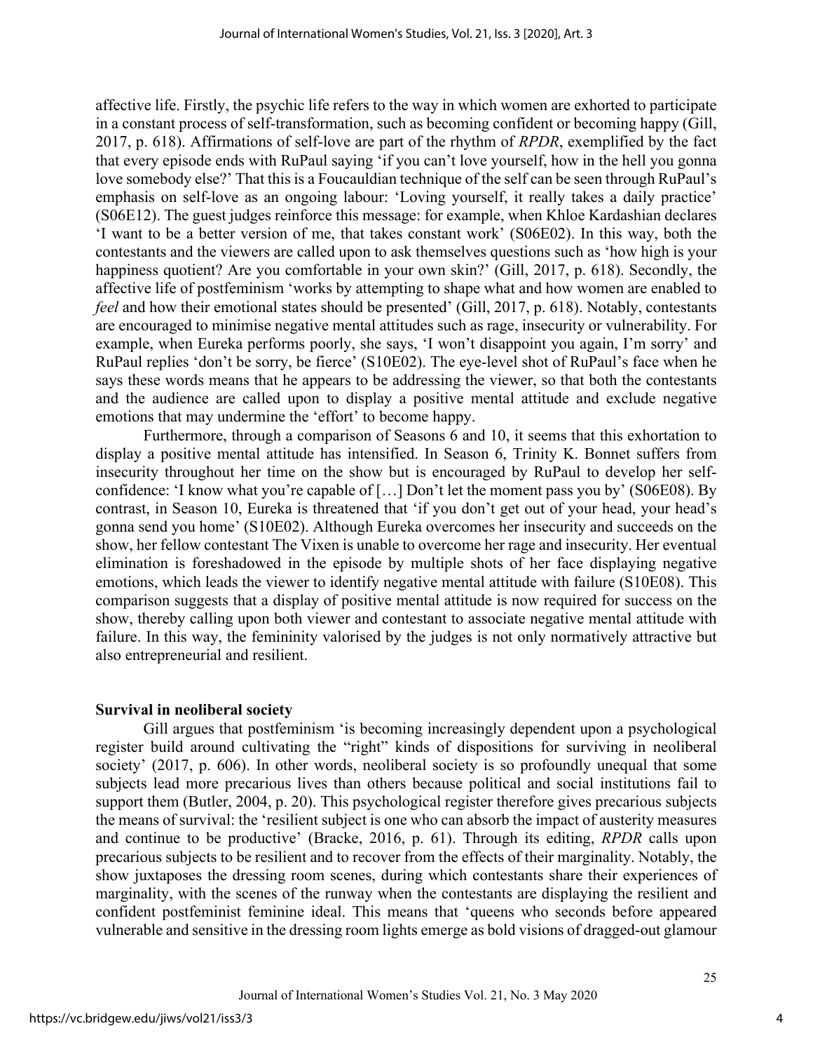affective life. Firstly, the psychic life refers to the way in which women are exhorted to participate in a constant process of self-transformation, such as becoming confident or becoming happy (Gill, 2017, p. 618). Affirmations of self-love are part of the rhythm of *RPDR*, exemplified by the fact that every episode ends with RuPaul saying 'if you can't love yourself, how in the hell you gonna love somebody else?' That this is a Foucauldian technique of the self can be seen through RuPaul's emphasis on self-love as an ongoing labour: 'Loving yourself, it really takes a daily practice' (S06E12). The guest judges reinforce this message: for example, when Khloe Kardashian declares 'I want to be a better version of me, that takes constant work' (S06E02). In this way, both the contestants and the viewers are called upon to ask themselves questions such as 'how high is your happiness quotient? Are you comfortable in your own skin?' (Gill, 2017, p. 618). Secondly, the affective life of postfeminism 'works by attempting to shape what and how women are enabled to *feel* and how their emotional states should be presented' (Gill, 2017, p. 618). Notably, contestants are encouraged to minimise negative mental attitudes such as rage, insecurity or vulnerability. For example, when Eureka performs poorly, she says, 'I won't disappoint you again, I'm sorry' and RuPaul replies 'don't be sorry, be fierce' (S10E02). The eye-level shot of RuPaul's face when he says these words means that he appears to be addressing the viewer, so that both the contestants and the audience are called upon to display a positive mental attitude and exclude negative emotions that may undermine the 'effort' to become happy.

Furthermore, through a comparison of Seasons 6 and 10, it seems that this exhortation to display a positive mental attitude has intensified. In Season 6, Trinity K. Bonnet suffers from insecurity throughout her time on the show but is encouraged by RuPaul to develop her self-confidence: 'I know what you're capable of […] Don't let the moment pass you by' (S06E08). By contrast, in Season 10, Eureka is threatened that 'if you don't get out of your head, your head's gonna send you home' (S10E02). Although Eureka overcomes her insecurity and succeeds on the show, her fellow contestant The Vixen is unable to overcome her rage and insecurity. Her eventual elimination is foreshadowed in the episode by multiple shots of her face displaying negative emotions, which leads the viewer to identify negative mental attitude with failure (S10E08). This comparison suggests that a display of positive mental attitude is now required for success on the show, thereby calling upon both viewer and contestant to associate negative mental attitude with failure. In this way, the femininity valorised by the judges is not only normatively attractive but also entrepreneurial and resilient.

## Survival in neoliberal society

Gill argues that postfeminism 'is becoming increasingly dependent upon a psychological register build around cultivating the "right" kinds of dispositions for surviving in neoliberal society' (2017, p. 606). In other words, neoliberal society is so profoundly unequal that some subjects lead more precarious lives than others because political and social institutions fail to support them (Butler, 2004, p. 20). This psychological register therefore gives precarious subjects the means of survival: the 'resilient subject is one who can absorb the impact of austerity measures and continue to be productive' (Bracke, 2016, p. 61). Through its editing, *RPDR* calls upon precarious subjects to be resilient and to recover from the effects of their marginality. Notably, the show juxtaposes the dressing room scenes, during which contestants share their experiences of marginality, with the scenes of the runway when the contestants are displaying the resilient and confident postfeminist feminine ideal. This means that 'queens who seconds before appeared vulnerable and sensitive in the dressing room lights emerge as bold visions of dragged-out glamour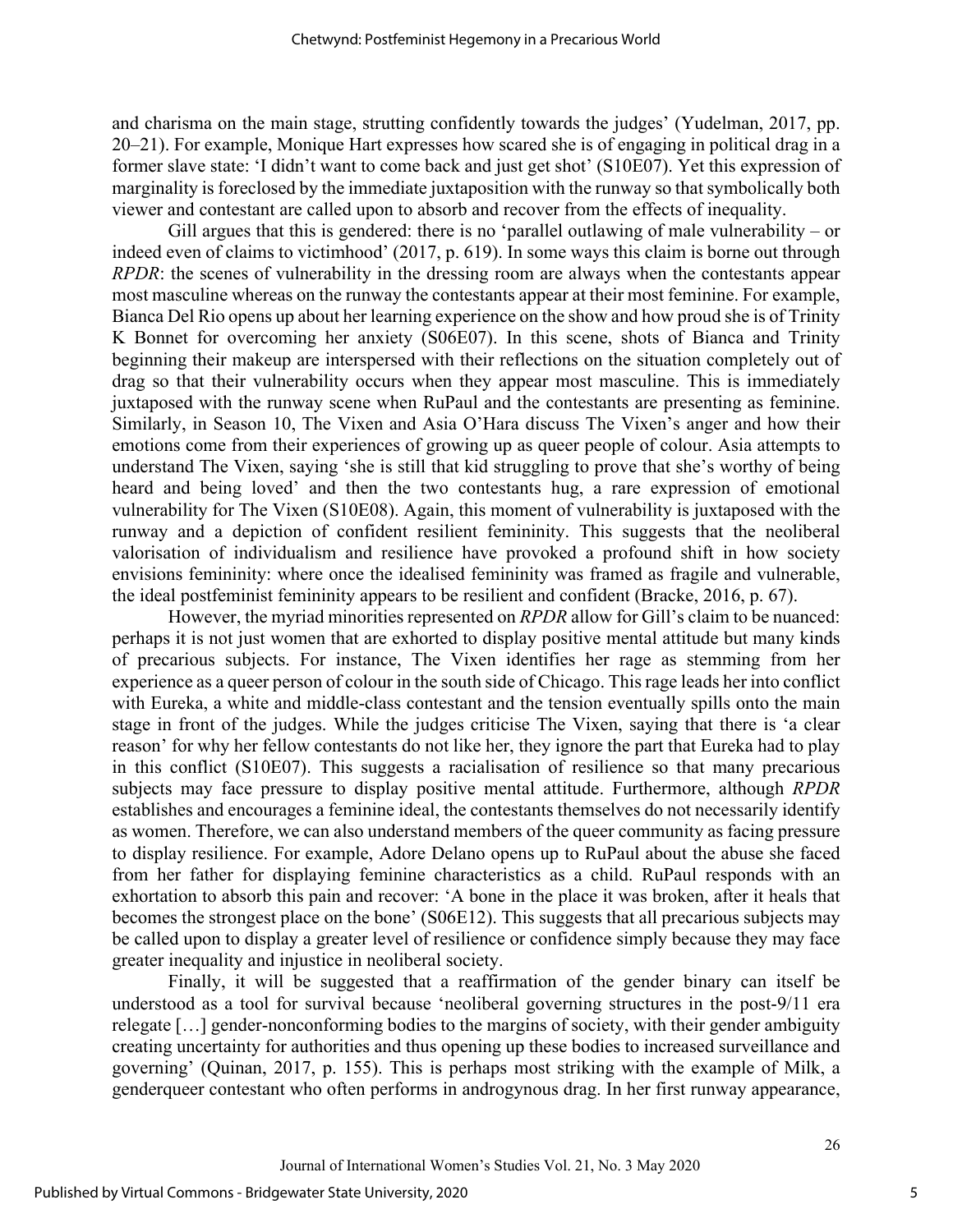and charisma on the main stage, strutting confidently towards the judges' (Yudelman, 2017, pp. 20–21). For example, Monique Hart expresses how scared she is of engaging in political drag in a former slave state: 'I didn't want to come back and just get shot' (S10E07). Yet this expression of marginality is foreclosed by the immediate juxtaposition with the runway so that symbolically both viewer and contestant are called upon to absorb and recover from the effects of inequality.

Gill argues that this is gendered: there is no 'parallel outlawing of male vulnerability – or indeed even of claims to victimhood' (2017, p. 619). In some ways this claim is borne out through *RPDR*: the scenes of vulnerability in the dressing room are always when the contestants appear most masculine whereas on the runway the contestants appear at their most feminine. For example, Bianca Del Rio opens up about her learning experience on the show and how proud she is of Trinity K Bonnet for overcoming her anxiety (S06E07). In this scene, shots of Bianca and Trinity beginning their makeup are interspersed with their reflections on the situation completely out of drag so that their vulnerability occurs when they appear most masculine. This is immediately juxtaposed with the runway scene when RuPaul and the contestants are presenting as feminine. Similarly, in Season 10, The Vixen and Asia O'Hara discuss The Vixen's anger and how their emotions come from their experiences of growing up as queer people of colour. Asia attempts to understand The Vixen, saying 'she is still that kid struggling to prove that she's worthy of being heard and being loved' and then the two contestants hug, a rare expression of emotional vulnerability for The Vixen (S10E08). Again, this moment of vulnerability is juxtaposed with the runway and a depiction of confident resilient femininity. This suggests that the neoliberal valorisation of individualism and resilience have provoked a profound shift in how society envisions femininity: where once the idealised femininity was framed as fragile and vulnerable, the ideal postfeminist femininity appears to be resilient and confident (Bracke, 2016, p. 67).

However, the myriad minorities represented on *RPDR* allow for Gill's claim to be nuanced: perhaps it is not just women that are exhorted to display positive mental attitude but many kinds of precarious subjects. For instance, The Vixen identifies her rage as stemming from her experience as a queer person of colour in the south side of Chicago. This rage leads her into conflict with Eureka, a white and middle-class contestant and the tension eventually spills onto the main stage in front of the judges. While the judges criticise The Vixen, saying that there is 'a clear reason' for why her fellow contestants do not like her, they ignore the part that Eureka had to play in this conflict (S10E07). This suggests a racialisation of resilience so that many precarious subjects may face pressure to display positive mental attitude. Furthermore, although *RPDR* establishes and encourages a feminine ideal, the contestants themselves do not necessarily identify as women. Therefore, we can also understand members of the queer community as facing pressure to display resilience. For example, Adore Delano opens up to RuPaul about the abuse she faced from her father for displaying feminine characteristics as a child. RuPaul responds with an exhortation to absorb this pain and recover: 'A bone in the place it was broken, after it heals that becomes the strongest place on the bone' (S06E12). This suggests that all precarious subjects may be called upon to display a greater level of resilience or confidence simply because they may face greater inequality and injustice in neoliberal society.

Finally, it will be suggested that a reaffirmation of the gender binary can itself be understood as a tool for survival because 'neoliberal governing structures in the post-9/11 era relegate […] gender-nonconforming bodies to the margins of society, with their gender ambiguity creating uncertainty for authorities and thus opening up these bodies to increased surveillance and governing' (Quinan, 2017, p. 155). This is perhaps most striking with the example of Milk, a genderqueer contestant who often performs in androgynous drag. In her first runway appearance,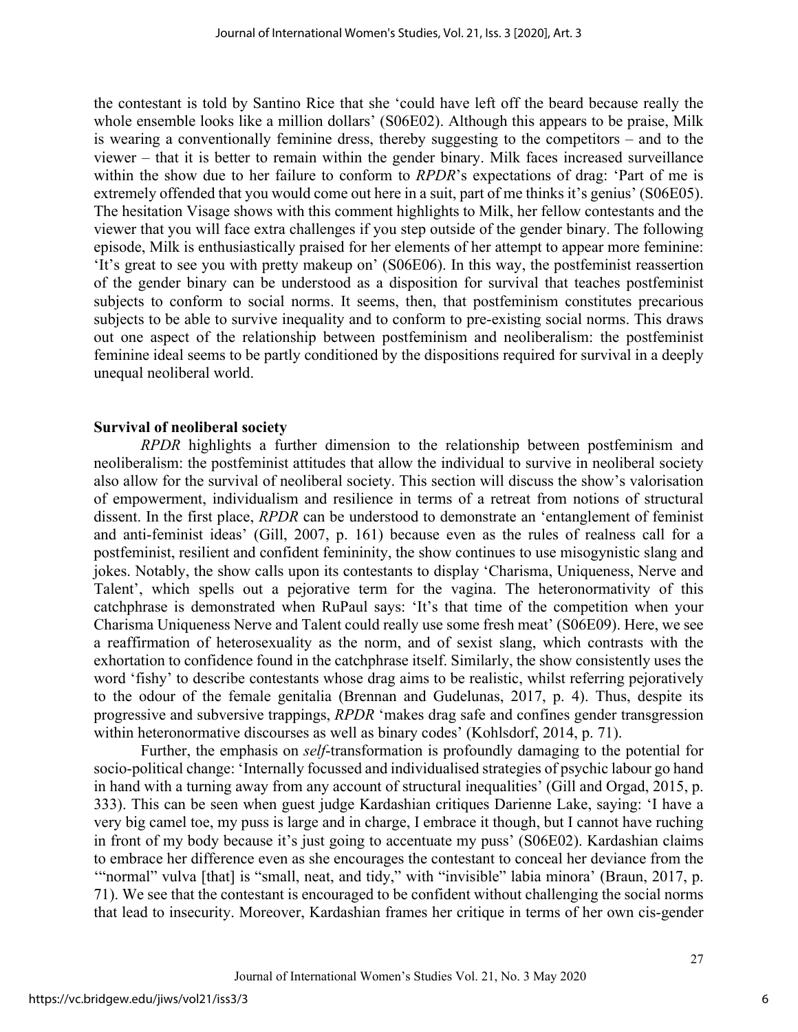the contestant is told by Santino Rice that she 'could have left off the beard because really the whole ensemble looks like a million dollars' (S06E02). Although this appears to be praise, Milk is wearing a conventionally feminine dress, thereby suggesting to the competitors – and to the viewer – that it is better to remain within the gender binary. Milk faces increased surveillance within the show due to her failure to conform to *RPDR*'s expectations of drag: 'Part of me is extremely offended that you would come out here in a suit, part of me thinks it's genius' (S06E05). The hesitation Visage shows with this comment highlights to Milk, her fellow contestants and the viewer that you will face extra challenges if you step outside of the gender binary. The following episode, Milk is enthusiastically praised for her elements of her attempt to appear more feminine: 'It's great to see you with pretty makeup on' (S06E06). In this way, the postfeminist reassertion of the gender binary can be understood as a disposition for survival that teaches postfeminist subjects to conform to social norms. It seems, then, that postfeminism constitutes precarious subjects to be able to survive inequality and to conform to pre-existing social norms. This draws out one aspect of the relationship between postfeminism and neoliberalism: the postfeminist feminine ideal seems to be partly conditioned by the dispositions required for survival in a deeply unequal neoliberal world.

**Survival of neoliberal society**

*RPDR* highlights a further dimension to the relationship between postfeminism and neoliberalism: the postfeminist attitudes that allow the individual to survive in neoliberal society also allow for the survival of neoliberal society. This section will discuss the show's valorisation of empowerment, individualism and resilience in terms of a retreat from notions of structural dissent. In the first place, *RPDR* can be understood to demonstrate an 'entanglement of feminist and anti-feminist ideas' (Gill, 2007, p. 161) because even as the rules of realness call for a postfeminist, resilient and confident femininity, the show continues to use misogynistic slang and jokes. Notably, the show calls upon its contestants to display 'Charisma, Uniqueness, Nerve and Talent', which spells out a pejorative term for the vagina. The heteronormativity of this catchphrase is demonstrated when RuPaul says: 'It's that time of the competition when your Charisma Uniqueness Nerve and Talent could really use some fresh meat' (S06E09). Here, we see a reaffirmation of heterosexuality as the norm, and of sexist slang, which contrasts with the exhortation to confidence found in the catchphrase itself. Similarly, the show consistently uses the word 'fishy' to describe contestants whose drag aims to be realistic, whilst referring pejoratively to the odour of the female genitalia (Brennan and Gudelunas, 2017, p. 4). Thus, despite its progressive and subversive trappings, *RPDR* 'makes drag safe and confines gender transgression within heteronormative discourses as well as binary codes' (Kohlsdorf, 2014, p. 71).

Further, the emphasis on *self*-transformation is profoundly damaging to the potential for socio-political change: 'Internally focussed and individualised strategies of psychic labour go hand in hand with a turning away from any account of structural inequalities' (Gill and Orgad, 2015, p. 333). This can be seen when guest judge Kardashian critiques Darienne Lake, saying: 'I have a very big camel toe, my puss is large and in charge, I embrace it though, but I cannot have ruching in front of my body because it's just going to accentuate my puss' (S06E02). Kardashian claims to embrace her difference even as she encourages the contestant to conceal her deviance from the '"normal" vulva [that] is "small, neat, and tidy," with "invisible" labia minora' (Braun, 2017, p. 71). We see that the contestant is encouraged to be confident without challenging the social norms that lead to insecurity. Moreover, Kardashian frames her critique in terms of her own cis-gender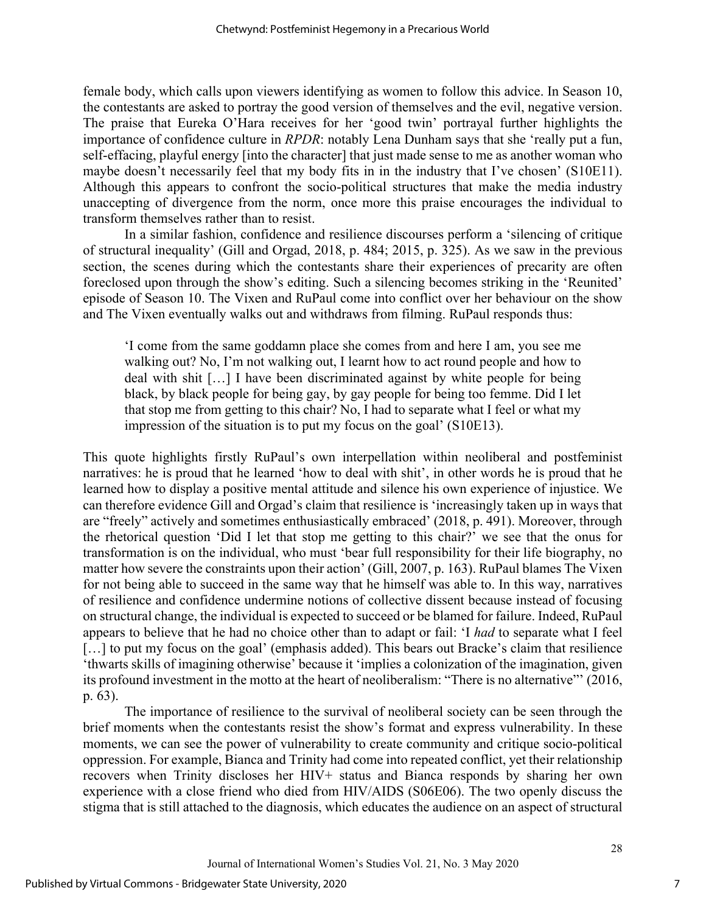female body, which calls upon viewers identifying as women to follow this advice. In Season 10, the contestants are asked to portray the good version of themselves and the evil, negative version. The praise that Eureka O'Hara receives for her 'good twin' portrayal further highlights the importance of confidence culture in *RPDR*: notably Lena Dunham says that she 'really put a fun, self-effacing, playful energy [into the character] that just made sense to me as another woman who maybe doesn't necessarily feel that my body fits in in the industry that I've chosen' (S10E11). Although this appears to confront the socio-political structures that make the media industry unaccepting of divergence from the norm, once more this praise encourages the individual to transform themselves rather than to resist.

In a similar fashion, confidence and resilience discourses perform a 'silencing of critique of structural inequality' (Gill and Orgad, 2018, p. 484; 2015, p. 325). As we saw in the previous section, the scenes during which the contestants share their experiences of precarity are often foreclosed upon through the show's editing. Such a silencing becomes striking in the 'Reunited' episode of Season 10. The Vixen and RuPaul come into conflict over her behaviour on the show and The Vixen eventually walks out and withdraws from filming. RuPaul responds thus:

> 'I come from the same goddamn place she comes from and here I am, you see me walking out? No, I'm not walking out, I learnt how to act round people and how to deal with shit […] I have been discriminated against by white people for being black, by black people for being gay, by gay people for being too femme. Did I let that stop me from getting to this chair? No, I had to separate what I feel or what my impression of the situation is to put my focus on the goal' (S10E13).

This quote highlights firstly RuPaul's own interpellation within neoliberal and postfeminist narratives: he is proud that he learned 'how to deal with shit', in other words he is proud that he learned how to display a positive mental attitude and silence his own experience of injustice. We can therefore evidence Gill and Orgad's claim that resilience is 'increasingly taken up in ways that are "freely" actively and sometimes enthusiastically embraced' (2018, p. 491). Moreover, through the rhetorical question 'Did I let that stop me getting to this chair?' we see that the onus for transformation is on the individual, who must 'bear full responsibility for their life biography, no matter how severe the constraints upon their action' (Gill, 2007, p. 163). RuPaul blames The Vixen for not being able to succeed in the same way that he himself was able to. In this way, narratives of resilience and confidence undermine notions of collective dissent because instead of focusing on structural change, the individual is expected to succeed or be blamed for failure. Indeed, RuPaul appears to believe that he had no choice other than to adapt or fail: 'I *had* to separate what I feel […] to put my focus on the goal' (emphasis added). This bears out Bracke's claim that resilience 'thwarts skills of imagining otherwise' because it 'implies a colonization of the imagination, given its profound investment in the motto at the heart of neoliberalism: "There is no alternative"' (2016, p. 63).

The importance of resilience to the survival of neoliberal society can be seen through the brief moments when the contestants resist the show's format and express vulnerability. In these moments, we can see the power of vulnerability to create community and critique socio-political oppression. For example, Bianca and Trinity had come into repeated conflict, yet their relationship recovers when Trinity discloses her HIV+ status and Bianca responds by sharing her own experience with a close friend who died from HIV/AIDS (S06E06). The two openly discuss the stigma that is still attached to the diagnosis, which educates the audience on an aspect of structural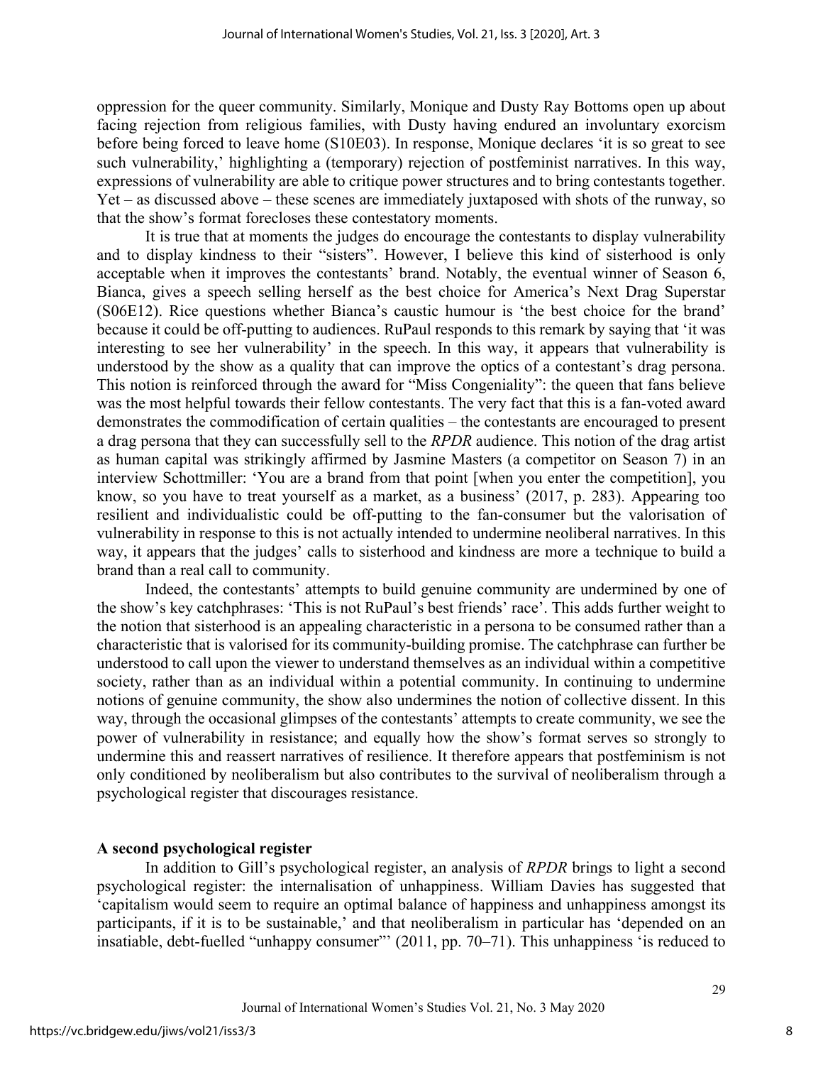oppression for the queer community. Similarly, Monique and Dusty Ray Bottoms open up about facing rejection from religious families, with Dusty having endured an involuntary exorcism before being forced to leave home (S10E03). In response, Monique declares 'it is so great to see such vulnerability,' highlighting a (temporary) rejection of postfeminist narratives. In this way, expressions of vulnerability are able to critique power structures and to bring contestants together. Yet – as discussed above – these scenes are immediately juxtaposed with shots of the runway, so that the show's format forecloses these contestatory moments.

It is true that at moments the judges do encourage the contestants to display vulnerability and to display kindness to their "sisters". However, I believe this kind of sisterhood is only acceptable when it improves the contestants' brand. Notably, the eventual winner of Season 6, Bianca, gives a speech selling herself as the best choice for America's Next Drag Superstar (S06E12). Rice questions whether Bianca's caustic humour is 'the best choice for the brand' because it could be off-putting to audiences. RuPaul responds to this remark by saying that 'it was interesting to see her vulnerability' in the speech. In this way, it appears that vulnerability is understood by the show as a quality that can improve the optics of a contestant's drag persona. This notion is reinforced through the award for "Miss Congeniality": the queen that fans believe was the most helpful towards their fellow contestants. The very fact that this is a fan-voted award demonstrates the commodification of certain qualities – the contestants are encouraged to present a drag persona that they can successfully sell to the *RPDR* audience. This notion of the drag artist as human capital was strikingly affirmed by Jasmine Masters (a competitor on Season 7) in an interview Schottmiller: 'You are a brand from that point [when you enter the competition], you know, so you have to treat yourself as a market, as a business' (2017, p. 283). Appearing too resilient and individualistic could be off-putting to the fan-consumer but the valorisation of vulnerability in response to this is not actually intended to undermine neoliberal narratives. In this way, it appears that the judges' calls to sisterhood and kindness are more a technique to build a brand than a real call to community.

Indeed, the contestants' attempts to build genuine community are undermined by one of the show's key catchphrases: 'This is not RuPaul's best friends' race'. This adds further weight to the notion that sisterhood is an appealing characteristic in a persona to be consumed rather than a characteristic that is valorised for its community-building promise. The catchphrase can further be understood to call upon the viewer to understand themselves as an individual within a competitive society, rather than as an individual within a potential community. In continuing to undermine notions of genuine community, the show also undermines the notion of collective dissent. In this way, through the occasional glimpses of the contestants' attempts to create community, we see the power of vulnerability in resistance; and equally how the show's format serves so strongly to undermine this and reassert narratives of resilience. It therefore appears that postfeminism is not only conditioned by neoliberalism but also contributes to the survival of neoliberalism through a psychological register that discourages resistance.

## A second psychological register

In addition to Gill's psychological register, an analysis of *RPDR* brings to light a second psychological register: the internalisation of unhappiness. William Davies has suggested that 'capitalism would seem to require an optimal balance of happiness and unhappiness amongst its participants, if it is to be sustainable,' and that neoliberalism in particular has 'depended on an insatiable, debt-fuelled "unhappy consumer"' (2011, pp. 70–71). This unhappiness 'is reduced to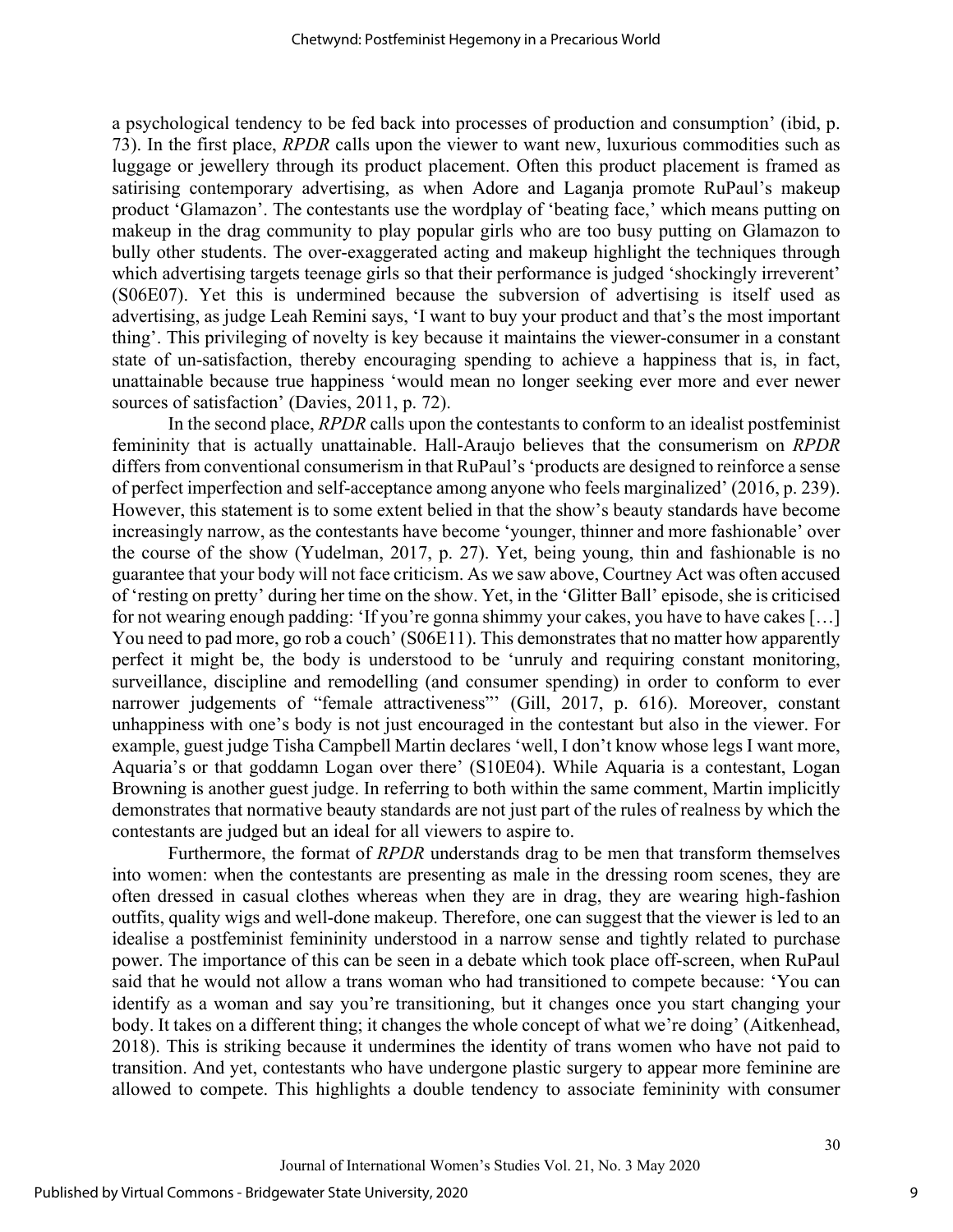a psychological tendency to be fed back into processes of production and consumption' (ibid, p. 73). In the first place, *RPDR* calls upon the viewer to want new, luxurious commodities such as luggage or jewellery through its product placement. Often this product placement is framed as satirising contemporary advertising, as when Adore and Laganja promote RuPaul's makeup product 'Glamazon'. The contestants use the wordplay of 'beating face,' which means putting on makeup in the drag community to play popular girls who are too busy putting on Glamazon to bully other students. The over-exaggerated acting and makeup highlight the techniques through which advertising targets teenage girls so that their performance is judged 'shockingly irreverent' (S06E07). Yet this is undermined because the subversion of advertising is itself used as advertising, as judge Leah Remini says, 'I want to buy your product and that's the most important thing'. This privileging of novelty is key because it maintains the viewer-consumer in a constant state of un-satisfaction, thereby encouraging spending to achieve a happiness that is, in fact, unattainable because true happiness 'would mean no longer seeking ever more and ever newer sources of satisfaction' (Davies, 2011, p. 72).

In the second place, *RPDR* calls upon the contestants to conform to an idealist postfeminist femininity that is actually unattainable. Hall-Araujo believes that the consumerism on *RPDR* differs from conventional consumerism in that RuPaul's 'products are designed to reinforce a sense of perfect imperfection and self-acceptance among anyone who feels marginalized' (2016, p. 239). However, this statement is to some extent belied in that the show's beauty standards have become increasingly narrow, as the contestants have become 'younger, thinner and more fashionable' over the course of the show (Yudelman, 2017, p. 27). Yet, being young, thin and fashionable is no guarantee that your body will not face criticism. As we saw above, Courtney Act was often accused of 'resting on pretty' during her time on the show. Yet, in the 'Glitter Ball' episode, she is criticised for not wearing enough padding: 'If you're gonna shimmy your cakes, you have to have cakes […] You need to pad more, go rob a couch' (S06E11). This demonstrates that no matter how apparently perfect it might be, the body is understood to be 'unruly and requiring constant monitoring, surveillance, discipline and remodelling (and consumer spending) in order to conform to ever narrower judgements of "female attractiveness"' (Gill, 2017, p. 616). Moreover, constant unhappiness with one's body is not just encouraged in the contestant but also in the viewer. For example, guest judge Tisha Campbell Martin declares 'well, I don't know whose legs I want more, Aquaria's or that goddamn Logan over there' (S10E04). While Aquaria is a contestant, Logan Browning is another guest judge. In referring to both within the same comment, Martin implicitly demonstrates that normative beauty standards are not just part of the rules of realness by which the contestants are judged but an ideal for all viewers to aspire to.

Furthermore, the format of *RPDR* understands drag to be men that transform themselves into women: when the contestants are presenting as male in the dressing room scenes, they are often dressed in casual clothes whereas when they are in drag, they are wearing high-fashion outfits, quality wigs and well-done makeup. Therefore, one can suggest that the viewer is led to an idealise a postfeminist femininity understood in a narrow sense and tightly related to purchase power. The importance of this can be seen in a debate which took place off-screen, when RuPaul said that he would not allow a trans woman who had transitioned to compete because: 'You can identify as a woman and say you're transitioning, but it changes once you start changing your body. It takes on a different thing; it changes the whole concept of what we're doing' (Aitkenhead, 2018). This is striking because it undermines the identity of trans women who have not paid to transition. And yet, contestants who have undergone plastic surgery to appear more feminine are allowed to compete. This highlights a double tendency to associate femininity with consumer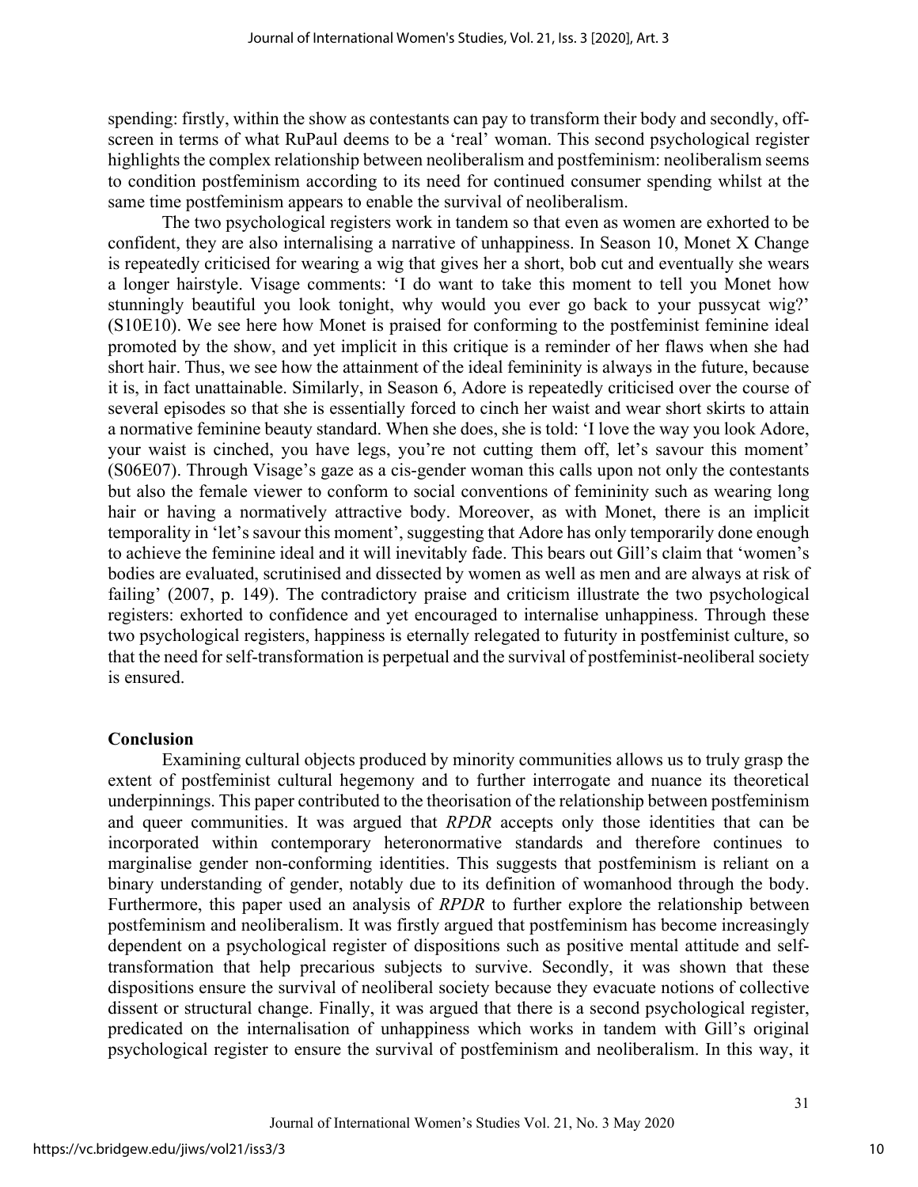spending: firstly, within the show as contestants can pay to transform their body and secondly, off-screen in terms of what RuPaul deems to be a 'real' woman. This second psychological register highlights the complex relationship between neoliberalism and postfeminism: neoliberalism seems to condition postfeminism according to its need for continued consumer spending whilst at the same time postfeminism appears to enable the survival of neoliberalism.

The two psychological registers work in tandem so that even as women are exhorted to be confident, they are also internalising a narrative of unhappiness. In Season 10, Monet X Change is repeatedly criticised for wearing a wig that gives her a short, bob cut and eventually she wears a longer hairstyle. Visage comments: 'I do want to take this moment to tell you Monet how stunningly beautiful you look tonight, why would you ever go back to your pussycat wig?' (S10E10). We see here how Monet is praised for conforming to the postfeminist feminine ideal promoted by the show, and yet implicit in this critique is a reminder of her flaws when she had short hair. Thus, we see how the attainment of the ideal femininity is always in the future, because it is, in fact unattainable. Similarly, in Season 6, Adore is repeatedly criticised over the course of several episodes so that she is essentially forced to cinch her waist and wear short skirts to attain a normative feminine beauty standard. When she does, she is told: 'I love the way you look Adore, your waist is cinched, you have legs, you're not cutting them off, let's savour this moment' (S06E07). Through Visage's gaze as a cis-gender woman this calls upon not only the contestants but also the female viewer to conform to social conventions of femininity such as wearing long hair or having a normatively attractive body. Moreover, as with Monet, there is an implicit temporality in 'let's savour this moment', suggesting that Adore has only temporarily done enough to achieve the feminine ideal and it will inevitably fade. This bears out Gill's claim that 'women's bodies are evaluated, scrutinised and dissected by women as well as men and are always at risk of failing' (2007, p. 149). The contradictory praise and criticism illustrate the two psychological registers: exhorted to confidence and yet encouraged to internalise unhappiness. Through these two psychological registers, happiness is eternally relegated to futurity in postfeminist culture, so that the need for self-transformation is perpetual and the survival of postfeminist-neoliberal society is ensured.

## Conclusion

Examining cultural objects produced by minority communities allows us to truly grasp the extent of postfeminist cultural hegemony and to further interrogate and nuance its theoretical underpinnings. This paper contributed to the theorisation of the relationship between postfeminism and queer communities. It was argued that *RPDR* accepts only those identities that can be incorporated within contemporary heteronormative standards and therefore continues to marginalise gender non-conforming identities. This suggests that postfeminism is reliant on a binary understanding of gender, notably due to its definition of womanhood through the body. Furthermore, this paper used an analysis of *RPDR* to further explore the relationship between postfeminism and neoliberalism. It was firstly argued that postfeminism has become increasingly dependent on a psychological register of dispositions such as positive mental attitude and self-transformation that help precarious subjects to survive. Secondly, it was shown that these dispositions ensure the survival of neoliberal society because they evacuate notions of collective dissent or structural change. Finally, it was argued that there is a second psychological register, predicated on the internalisation of unhappiness which works in tandem with Gill's original psychological register to ensure the survival of postfeminism and neoliberalism. In this way, it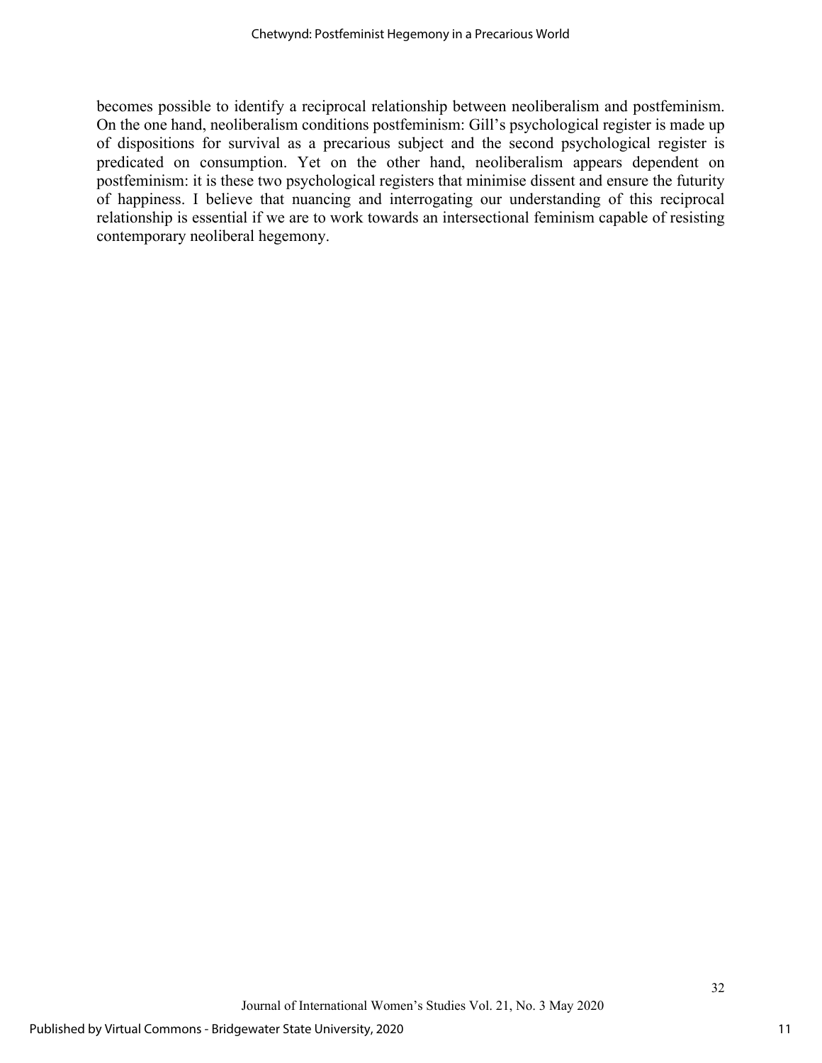becomes possible to identify a reciprocal relationship between neoliberalism and postfeminism. On the one hand, neoliberalism conditions postfeminism: Gill's psychological register is made up of dispositions for survival as a precarious subject and the second psychological register is predicated on consumption. Yet on the other hand, neoliberalism appears dependent on postfeminism: it is these two psychological registers that minimise dissent and ensure the futurity of happiness. I believe that nuancing and interrogating our understanding of this reciprocal relationship is essential if we are to work towards an intersectional feminism capable of resisting contemporary neoliberal hegemony.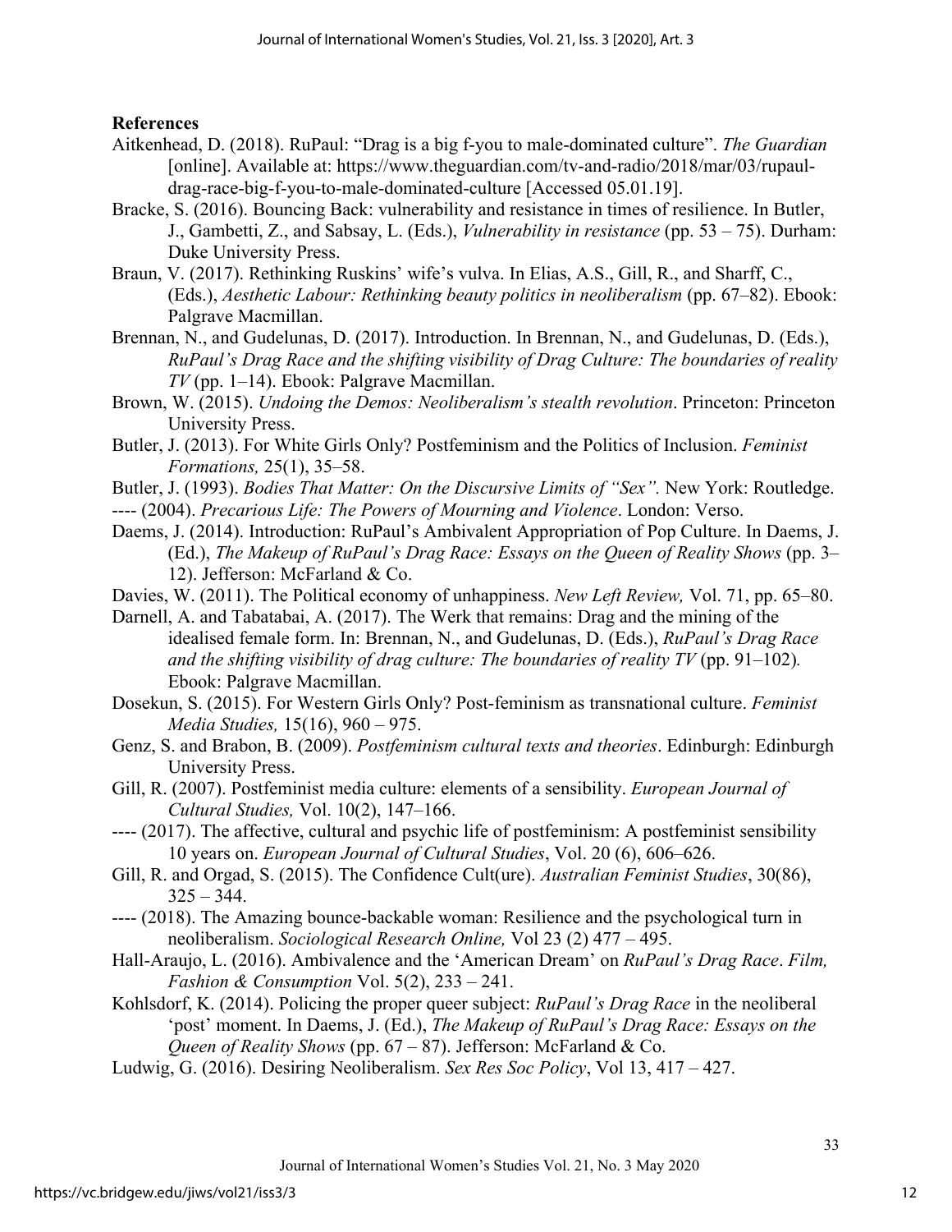**References**

Aitkenhead, D. (2018). RuPaul: "Drag is a big f-you to male-dominated culture". *The Guardian* [online]. Available at: https://www.theguardian.com/tv-and-radio/2018/mar/03/rupaul-drag-race-big-f-you-to-male-dominated-culture [Accessed 05.01.19].

Bracke, S. (2016). Bouncing Back: vulnerability and resistance in times of resilience. In Butler, J., Gambetti, Z., and Sabsay, L. (Eds.), *Vulnerability in resistance* (pp. 53 – 75). Durham: Duke University Press.

Braun, V. (2017). Rethinking Ruskins' wife's vulva. In Elias, A.S., Gill, R., and Sharff, C., (Eds.), *Aesthetic Labour: Rethinking beauty politics in neoliberalism* (pp. 67–82). Ebook: Palgrave Macmillan.

Brennan, N., and Gudelunas, D. (2017). Introduction. In Brennan, N., and Gudelunas, D. (Eds.), *RuPaul's Drag Race and the shifting visibility of Drag Culture: The boundaries of reality TV* (pp. 1–14). Ebook: Palgrave Macmillan.

Brown, W. (2015). *Undoing the Demos: Neoliberalism's stealth revolution*. Princeton: Princeton University Press.

Butler, J. (2013). For White Girls Only? Postfeminism and the Politics of Inclusion. *Feminist Formations,* 25(1), 35–58.

Butler, J. (1993). *Bodies That Matter: On the Discursive Limits of "Sex".* New York: Routledge.

---- (2004). *Precarious Life: The Powers of Mourning and Violence*. London: Verso.

Daems, J. (2014). Introduction: RuPaul's Ambivalent Appropriation of Pop Culture. In Daems, J. (Ed.), *The Makeup of RuPaul's Drag Race: Essays on the Queen of Reality Shows* (pp. 3–12). Jefferson: McFarland & Co.

Davies, W. (2011). The Political economy of unhappiness. *New Left Review,* Vol. 71, pp. 65–80.

Darnell, A. and Tabatabai, A. (2017). The Werk that remains: Drag and the mining of the idealised female form. In: Brennan, N., and Gudelunas, D. (Eds.), *RuPaul's Drag Race and the shifting visibility of drag culture: The boundaries of reality TV* (pp. 91–102). Ebook: Palgrave Macmillan.

Dosekun, S. (2015). For Western Girls Only? Post-feminism as transnational culture. *Feminist Media Studies,* 15(16), 960 – 975.

Genz, S. and Brabon, B. (2009). *Postfeminism cultural texts and theories*. Edinburgh: Edinburgh University Press.

Gill, R. (2007). Postfeminist media culture: elements of a sensibility. *European Journal of Cultural Studies,* Vol. 10(2), 147–166.

---- (2017). The affective, cultural and psychic life of postfeminism: A postfeminist sensibility 10 years on. *European Journal of Cultural Studies*, Vol. 20 (6), 606–626.

Gill, R. and Orgad, S. (2015). The Confidence Cult(ure). *Australian Feminist Studies*, 30(86), 325 – 344.

---- (2018). The Amazing bounce-backable woman: Resilience and the psychological turn in neoliberalism. *Sociological Research Online,* Vol 23 (2) 477 – 495.

Hall-Araujo, L. (2016). Ambivalence and the 'American Dream' on *RuPaul's Drag Race*. *Film, Fashion & Consumption* Vol. 5(2), 233 – 241.

Kohlsdorf, K. (2014). Policing the proper queer subject: *RuPaul's Drag Race* in the neoliberal 'post' moment. In Daems, J. (Ed.), *The Makeup of RuPaul's Drag Race: Essays on the Queen of Reality Shows* (pp. 67 – 87). Jefferson: McFarland & Co.

Ludwig, G. (2016). Desiring Neoliberalism. *Sex Res Soc Policy*, Vol 13, 417 – 427.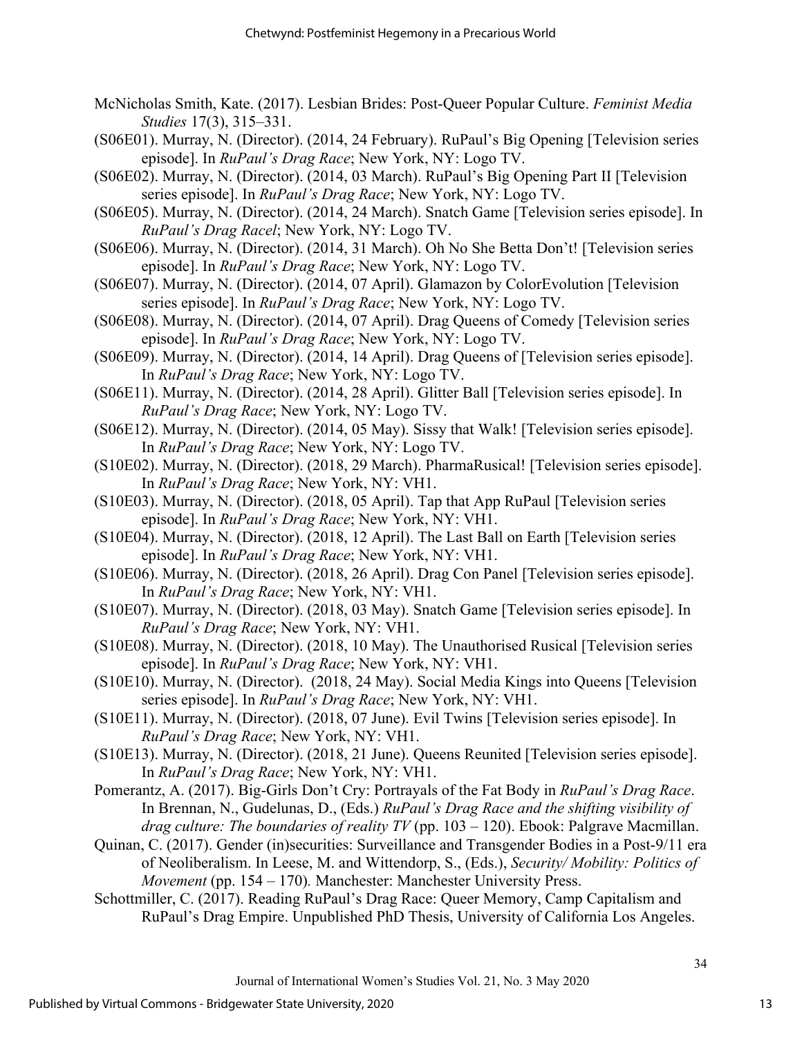McNicholas Smith, Kate. (2017). Lesbian Brides: Post-Queer Popular Culture. *Feminist Media Studies* 17(3), 315–331.

(S06E01). Murray, N. (Director). (2014, 24 February). RuPaul's Big Opening [Television series episode]. In *RuPaul's Drag Race*; New York, NY: Logo TV.

(S06E02). Murray, N. (Director). (2014, 03 March). RuPaul's Big Opening Part II [Television series episode]. In *RuPaul's Drag Race*; New York, NY: Logo TV.

(S06E05). Murray, N. (Director). (2014, 24 March). Snatch Game [Television series episode]. In *RuPaul's Drag Racel*; New York, NY: Logo TV.

(S06E06). Murray, N. (Director). (2014, 31 March). Oh No She Betta Don't! [Television series episode]. In *RuPaul's Drag Race*; New York, NY: Logo TV.

(S06E07). Murray, N. (Director). (2014, 07 April). Glamazon by ColorEvolution [Television series episode]. In *RuPaul's Drag Race*; New York, NY: Logo TV.

(S06E08). Murray, N. (Director). (2014, 07 April). Drag Queens of Comedy [Television series episode]. In *RuPaul's Drag Race*; New York, NY: Logo TV.

(S06E09). Murray, N. (Director). (2014, 14 April). Drag Queens of [Television series episode]. In *RuPaul's Drag Race*; New York, NY: Logo TV.

(S06E11). Murray, N. (Director). (2014, 28 April). Glitter Ball [Television series episode]. In *RuPaul's Drag Race*; New York, NY: Logo TV.

(S06E12). Murray, N. (Director). (2014, 05 May). Sissy that Walk! [Television series episode]. In *RuPaul's Drag Race*; New York, NY: Logo TV.

(S10E02). Murray, N. (Director). (2018, 29 March). PharmaRusical! [Television series episode]. In *RuPaul's Drag Race*; New York, NY: VH1.

(S10E03). Murray, N. (Director). (2018, 05 April). Tap that App RuPaul [Television series episode]. In *RuPaul's Drag Race*; New York, NY: VH1.

(S10E04). Murray, N. (Director). (2018, 12 April). The Last Ball on Earth [Television series episode]. In *RuPaul's Drag Race*; New York, NY: VH1.

(S10E06). Murray, N. (Director). (2018, 26 April). Drag Con Panel [Television series episode]. In *RuPaul's Drag Race*; New York, NY: VH1.

(S10E07). Murray, N. (Director). (2018, 03 May). Snatch Game [Television series episode]. In *RuPaul's Drag Race*; New York, NY: VH1.

(S10E08). Murray, N. (Director). (2018, 10 May). The Unauthorised Rusical [Television series episode]. In *RuPaul's Drag Race*; New York, NY: VH1.

(S10E10). Murray, N. (Director). (2018, 24 May). Social Media Kings into Queens [Television series episode]. In *RuPaul's Drag Race*; New York, NY: VH1.

(S10E11). Murray, N. (Director). (2018, 07 June). Evil Twins [Television series episode]. In *RuPaul's Drag Race*; New York, NY: VH1.

(S10E13). Murray, N. (Director). (2018, 21 June). Queens Reunited [Television series episode]. In *RuPaul's Drag Race*; New York, NY: VH1.

Pomerantz, A. (2017). Big-Girls Don't Cry: Portrayals of the Fat Body in *RuPaul's Drag Race*. In Brennan, N., Gudelunas, D., (Eds.) *RuPaul's Drag Race and the shifting visibility of drag culture: The boundaries of reality TV* (pp. 103 – 120). Ebook: Palgrave Macmillan.

Quinan, C. (2017). Gender (in)securities: Surveillance and Transgender Bodies in a Post-9/11 era of Neoliberalism. In Leese, M. and Wittendorp, S., (Eds.), *Security/ Mobility: Politics of Movement* (pp. 154 – 170). Manchester: Manchester University Press.

Schottmiller, C. (2017). Reading RuPaul's Drag Race: Queer Memory, Camp Capitalism and RuPaul's Drag Empire. Unpublished PhD Thesis, University of California Los Angeles.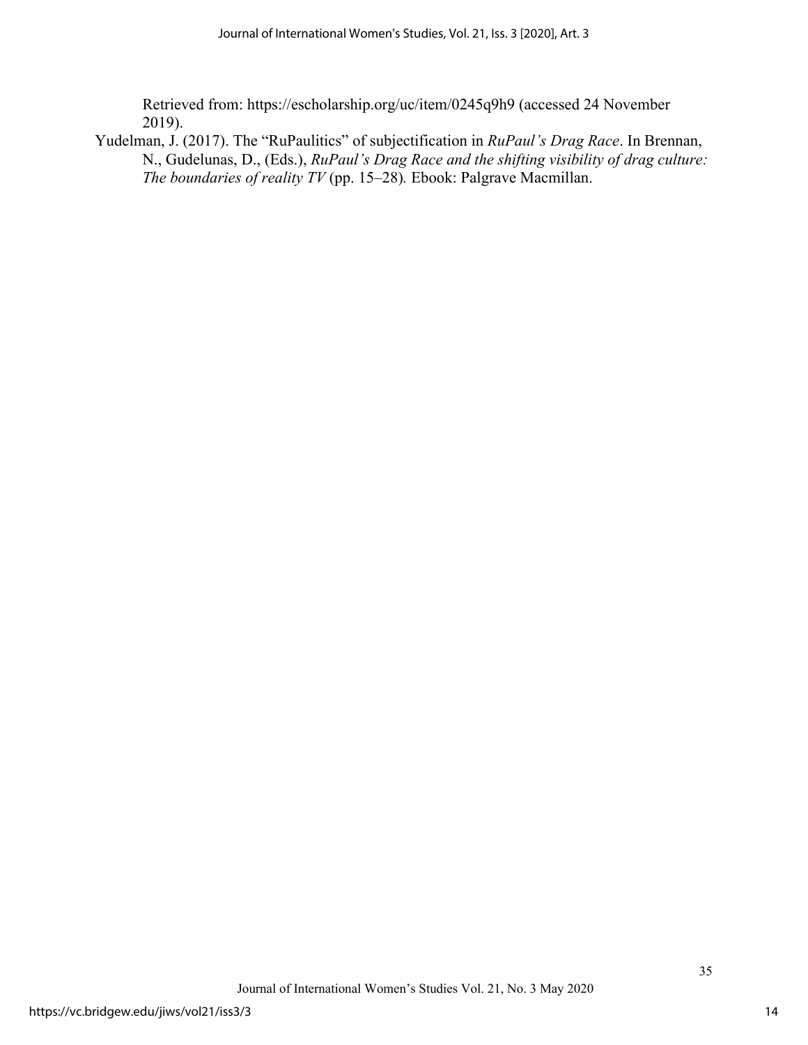Retrieved from: https://escholarship.org/uc/item/0245q9h9 (accessed 24 November 2019).

Yudelman, J. (2017). The "RuPaulitics" of subjectification in *RuPaul's Drag Race*. In Brennan, N., Gudelunas, D., (Eds.), *RuPaul's Drag Race and the shifting visibility of drag culture: The boundaries of reality TV* (pp. 15–28)*.* Ebook: Palgrave Macmillan.